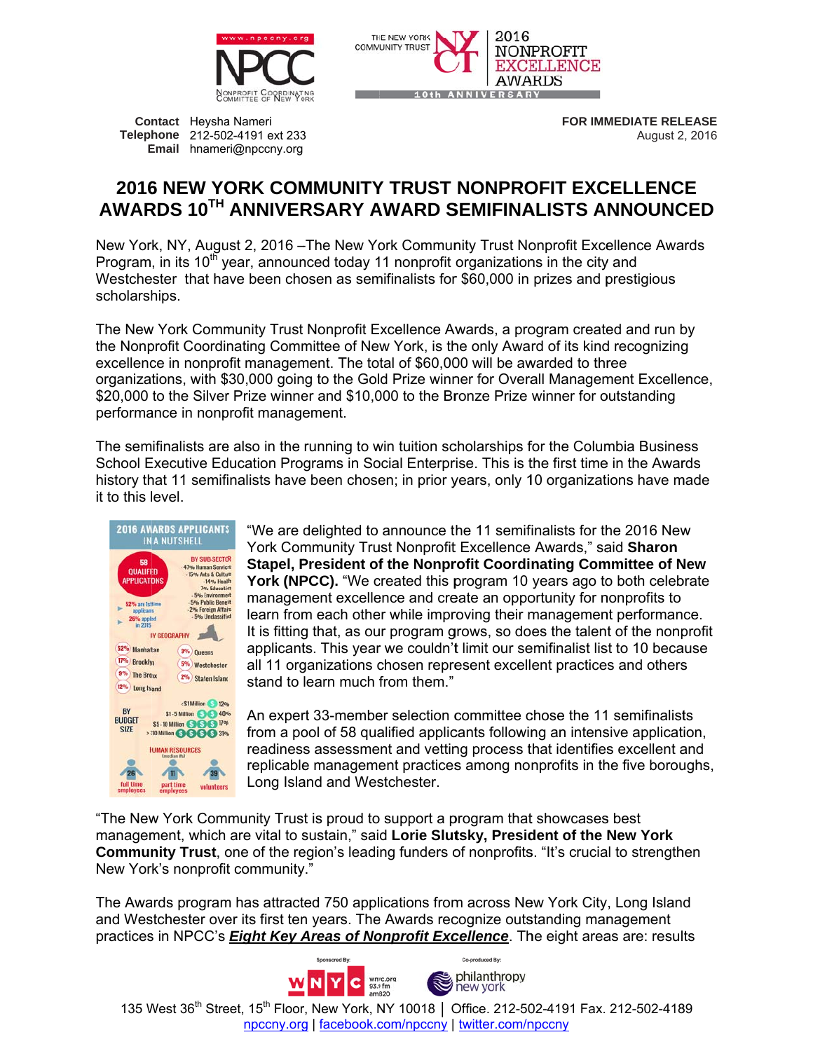Contact Heysha Nameri
Telephone 212-502-4191 ext 233
Email hnameri@npccny.org

**FOR IMMEDIATE RELEASE**
August 2, 2016

# 2016 NEW YORK COMMUNITY TRUST NONPROFIT EXCELLENCE AWARDS 10TH ANNIVERSARY AWARD SEMIFINALISTS ANNOUNCED

New York, NY, August 2, 2016 –The New York Community Trust Nonprofit Excellence Awards Program, in its 10th year, announced today 11 nonprofit organizations in the city and Westchester that have been chosen as semifinalists for $60,000 in prizes and prestigious scholarships.

The New York Community Trust Nonprofit Excellence Awards, a program created and run by the Nonprofit Coordinating Committee of New York, is the only Award of its kind recognizing excellence in nonprofit management. The total of $60,000 will be awarded to three organizations, with $30,000 going to the Gold Prize winner for Overall Management Excellence, $20,000 to the Silver Prize winner and $10,000 to the Bronze Prize winner for outstanding performance in nonprofit management.

The semifinalists are also in the running to win tuition scholarships for the Columbia Business School Executive Education Programs in Social Enterprise. This is the first time in the Awards history that 11 semifinalists have been chosen; in prior years, only 10 organizations have made it to this level.

**2016 AWARDS APPLICANTS IN A NUTSHELL**

- 58 QUALIFIED APPLICANTS
- 52% are 1st time applicants
- 26% applied in 2015

BY SUB-SECTOR: 47% Human Services, 15% Arts & Culture, 14% Health, 7% Education, 5% Environment, 5% Public Benefit, 2% Foreign Affairs, 5% Unclassified

BY GEOGRAPHY: 52% Manhattan, 17% Brooklyn, 9% The Bronx, 12% Long Island, 3% Queens, 5% Westchester, 2% Staten Island

BY BUDGET SIZE: <$1 Million 12%, $1-5 Million 40%, $5-10 Million 17%, >$10 Million 31%

HUMAN RESOURCES (median #s): 26 full time employees, 11 part time employees, 39 volunteers

"We are delighted to announce the 11 semifinalists for the 2016 New York Community Trust Nonprofit Excellence Awards," said **Sharon Stapel, President of the Nonprofit Coordinating Committee of New York (NPCC).** "We created this program 10 years ago to both celebrate management excellence and create an opportunity for nonprofits to learn from each other while improving their management performance. It is fitting that, as our program grows, so does the talent of the nonprofit applicants. This year we couldn't limit our semifinalist list to 10 because all 11 organizations chosen represent excellent practices and others stand to learn much from them."

An expert 33-member selection committee chose the 11 semifinalists from a pool of 58 qualified applicants following an intensive application, readiness assessment and vetting process that identifies excellent and replicable management practices among nonprofits in the five boroughs, Long Island and Westchester.

"The New York Community Trust is proud to support a program that showcases best management, which are vital to sustain," said **Lorie Slutsky, President of the New York Community Trust**, one of the region's leading funders of nonprofits. "It's crucial to strengthen New York's nonprofit community."

The Awards program has attracted 750 applications from across New York City, Long Island and Westchester over its first ten years. The Awards recognize outstanding management practices in NPCC's ***Eight Key Areas of Nonprofit Excellence***. The eight areas are: results

Sponsored By: WNYC wnyc.org 93.9 fm am820 Co-produced By: philanthropy new york

135 West 36th Street, 15th Floor, New York, NY 10018 | Office. 212-502-4191 Fax. 212-502-4189
npccny.org | facebook.com/npccny | twitter.com/npccny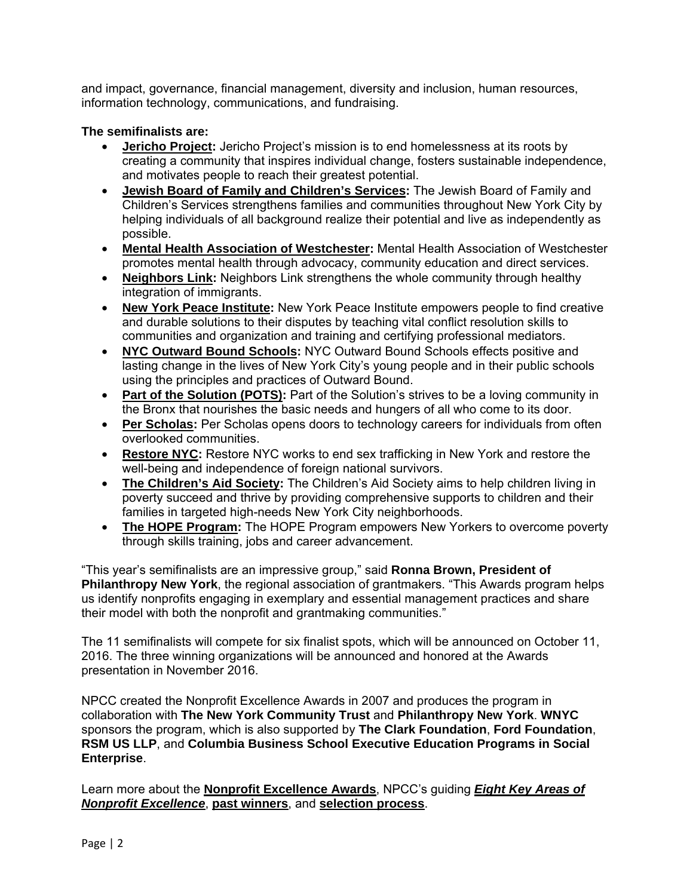and impact, governance, financial management, diversity and inclusion, human resources, information technology, communications, and fundraising.

**The semifinalists are:**

- **Jericho Project:** Jericho Project's mission is to end homelessness at its roots by creating a community that inspires individual change, fosters sustainable independence, and motivates people to reach their greatest potential.
- **Jewish Board of Family and Children's Services:** The Jewish Board of Family and Children's Services strengthens families and communities throughout New York City by helping individuals of all background realize their potential and live as independently as possible.
- **Mental Health Association of Westchester:** Mental Health Association of Westchester promotes mental health through advocacy, community education and direct services.
- **Neighbors Link:** Neighbors Link strengthens the whole community through healthy integration of immigrants.
- **New York Peace Institute:** New York Peace Institute empowers people to find creative and durable solutions to their disputes by teaching vital conflict resolution skills to communities and organization and training and certifying professional mediators.
- **NYC Outward Bound Schools:** NYC Outward Bound Schools effects positive and lasting change in the lives of New York City's young people and in their public schools using the principles and practices of Outward Bound.
- **Part of the Solution (POTS):** Part of the Solution's strives to be a loving community in the Bronx that nourishes the basic needs and hungers of all who come to its door.
- **Per Scholas:** Per Scholas opens doors to technology careers for individuals from often overlooked communities.
- **Restore NYC:** Restore NYC works to end sex trafficking in New York and restore the well-being and independence of foreign national survivors.
- **The Children's Aid Society:** The Children's Aid Society aims to help children living in poverty succeed and thrive by providing comprehensive supports to children and their families in targeted high-needs New York City neighborhoods.
- **The HOPE Program:** The HOPE Program empowers New Yorkers to overcome poverty through skills training, jobs and career advancement.

"This year's semifinalists are an impressive group," said **Ronna Brown, President of Philanthropy New York**, the regional association of grantmakers. "This Awards program helps us identify nonprofits engaging in exemplary and essential management practices and share their model with both the nonprofit and grantmaking communities."

The 11 semifinalists will compete for six finalist spots, which will be announced on October 11, 2016. The three winning organizations will be announced and honored at the Awards presentation in November 2016.

NPCC created the Nonprofit Excellence Awards in 2007 and produces the program in collaboration with **The New York Community Trust** and **Philanthropy New York**. **WNYC** sponsors the program, which is also supported by **The Clark Foundation**, **Ford Foundation**, **RSM US LLP**, and **Columbia Business School Executive Education Programs in Social Enterprise**.

Learn more about the **Nonprofit Excellence Awards**, NPCC's guiding ***Eight Key Areas of Nonprofit Excellence***, **past winners**, and **selection process**.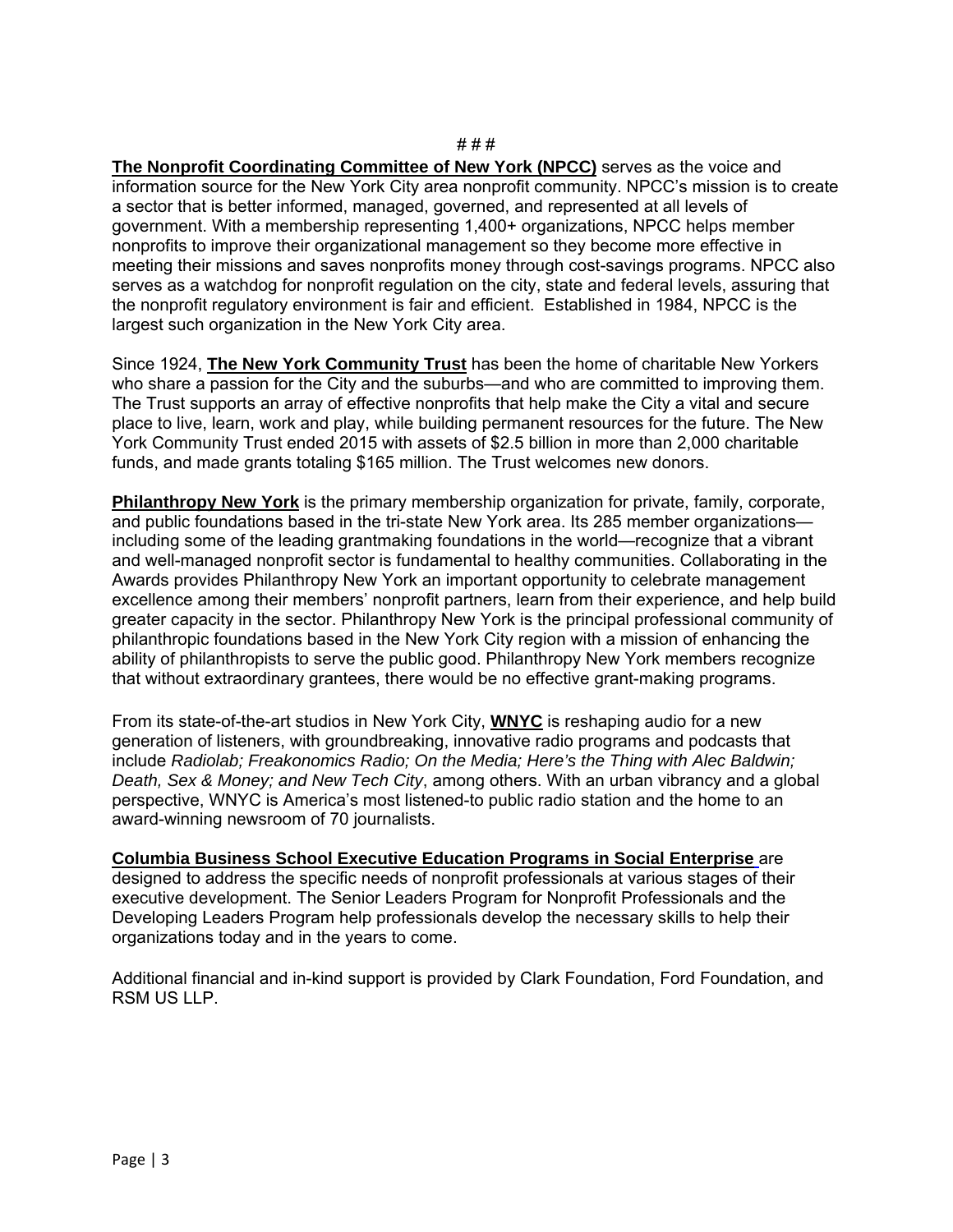# # #

**The Nonprofit Coordinating Committee of New York (NPCC)** serves as the voice and information source for the New York City area nonprofit community. NPCC's mission is to create a sector that is better informed, managed, governed, and represented at all levels of government. With a membership representing 1,400+ organizations, NPCC helps member nonprofits to improve their organizational management so they become more effective in meeting their missions and saves nonprofits money through cost-savings programs. NPCC also serves as a watchdog for nonprofit regulation on the city, state and federal levels, assuring that the nonprofit regulatory environment is fair and efficient. Established in 1984, NPCC is the largest such organization in the New York City area.

Since 1924, **The New York Community Trust** has been the home of charitable New Yorkers who share a passion for the City and the suburbs—and who are committed to improving them. The Trust supports an array of effective nonprofits that help make the City a vital and secure place to live, learn, work and play, while building permanent resources for the future. The New York Community Trust ended 2015 with assets of $2.5 billion in more than 2,000 charitable funds, and made grants totaling $165 million. The Trust welcomes new donors.

**Philanthropy New York** is the primary membership organization for private, family, corporate, and public foundations based in the tri-state New York area. Its 285 member organizations—including some of the leading grantmaking foundations in the world—recognize that a vibrant and well-managed nonprofit sector is fundamental to healthy communities. Collaborating in the Awards provides Philanthropy New York an important opportunity to celebrate management excellence among their members' nonprofit partners, learn from their experience, and help build greater capacity in the sector. Philanthropy New York is the principal professional community of philanthropic foundations based in the New York City region with a mission of enhancing the ability of philanthropists to serve the public good. Philanthropy New York members recognize that without extraordinary grantees, there would be no effective grant-making programs.

From its state-of-the-art studios in New York City, **WNYC** is reshaping audio for a new generation of listeners, with groundbreaking, innovative radio programs and podcasts that include *Radiolab; Freakonomics Radio; On the Media; Here's the Thing with Alec Baldwin; Death, Sex & Money; and New Tech City*, among others. With an urban vibrancy and a global perspective, WNYC is America's most listened-to public radio station and the home to an award-winning newsroom of 70 journalists.

**Columbia Business School Executive Education Programs in Social Enterprise** are designed to address the specific needs of nonprofit professionals at various stages of their executive development. The Senior Leaders Program for Nonprofit Professionals and the Developing Leaders Program help professionals develop the necessary skills to help their organizations today and in the years to come.

Additional financial and in-kind support is provided by Clark Foundation, Ford Foundation, and RSM US LLP.